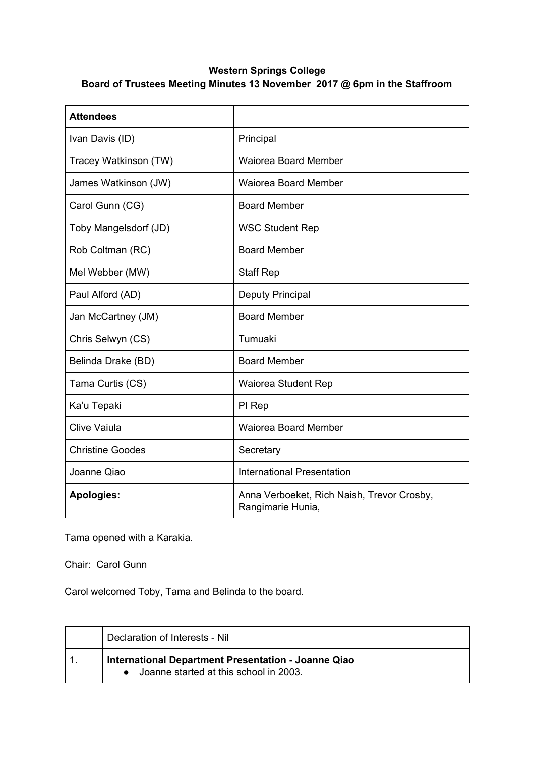**Western Springs College**

**Board of Trustees Meeting Minutes 13 November 2017 @ 6pm in the Staffroom**

| **Attendees** | |
|---|---|
| Ivan Davis (ID) | Principal |
| Tracey Watkinson (TW) | Waiorea Board Member |
| James Watkinson (JW) | Waiorea Board Member |
| Carol Gunn (CG) | Board Member |
| Toby Mangelsdorf (JD) | WSC Student Rep |
| Rob Coltman (RC) | Board Member |
| Mel Webber (MW) | Staff Rep |
| Paul Alford (AD) | Deputy Principal |
| Jan McCartney (JM) | Board Member |
| Chris Selwyn (CS) | Tumuaki |
| Belinda Drake (BD) | Board Member |
| Tama Curtis (CS) | Waiorea Student Rep |
| Ka'u Tepaki | PI Rep |
| Clive Vaiula | Waiorea Board Member |
| Christine Goodes | Secretary |
| Joanne Qiao | International Presentation |
| **Apologies:** | Anna Verboeket, Rich Naish, Trevor Crosby, Rangimarie Hunia, |

Tama opened with a Karakia.

Chair: Carol Gunn

Carol welcomed Toby, Tama and Belinda to the board.

| | | |
|---|---|---|
| | Declaration of Interests - Nil | |
| 1. | **International Department Presentation - Joanne Qiao**<br>● Joanne started at this school in 2003. | |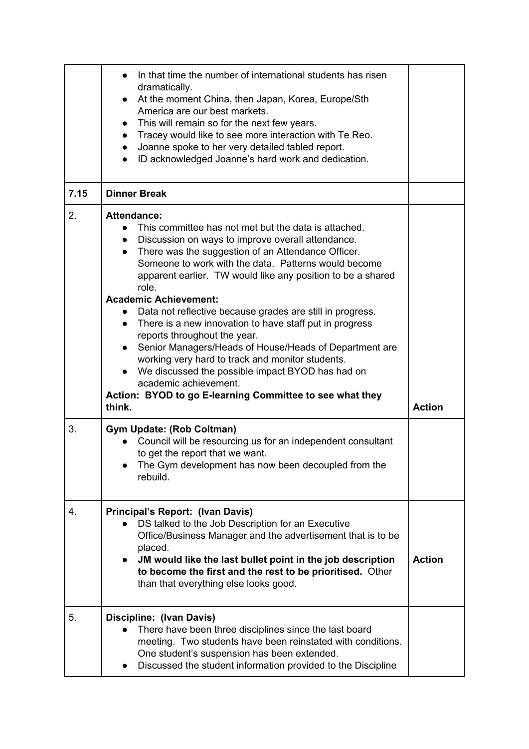| | | |
|---|---|---|
| | • In that time the number of international students has risen dramatically.<br>• At the moment China, then Japan, Korea, Europe/Sth America are our best markets.<br>• This will remain so for the next few years.<br>• Tracey would like to see more interaction with Te Reo.<br>• Joanne spoke to her very detailed tabled report.<br>• ID acknowledged Joanne's hard work and dedication. | |
| **7.15** | **Dinner Break** | |
| 2. | **Attendance:**<br>• This committee has not met but the data is attached.<br>• Discussion on ways to improve overall attendance.<br>• There was the suggestion of an Attendance Officer. Someone to work with the data. Patterns would become apparent earlier. TW would like any position to be a shared role.<br>**Academic Achievement:**<br>• Data not reflective because grades are still in progress.<br>• There is a new innovation to have staff put in progress reports throughout the year.<br>• Senior Managers/Heads of House/Heads of Department are working very hard to track and monitor students.<br>• We discussed the possible impact BYOD has had on academic achievement.<br>**Action: BYOD to go E-learning Committee to see what they think.** | **Action** |
| 3. | **Gym Update: (Rob Coltman)**<br>• Council will be resourcing us for an independent consultant to get the report that we want.<br>• The Gym development has now been decoupled from the rebuild. | |
| 4. | **Principal's Report: (Ivan Davis)**<br>• DS talked to the Job Description for an Executive Office/Business Manager and the advertisement that is to be placed.<br>• **JM would like the last bullet point in the job description to become the first and the rest to be prioritised.** Other than that everything else looks good. | **Action** |
| 5. | **Discipline: (Ivan Davis)**<br>• There have been three disciplines since the last board meeting. Two students have been reinstated with conditions. One student's suspension has been extended.<br>• Discussed the student information provided to the Discipline | |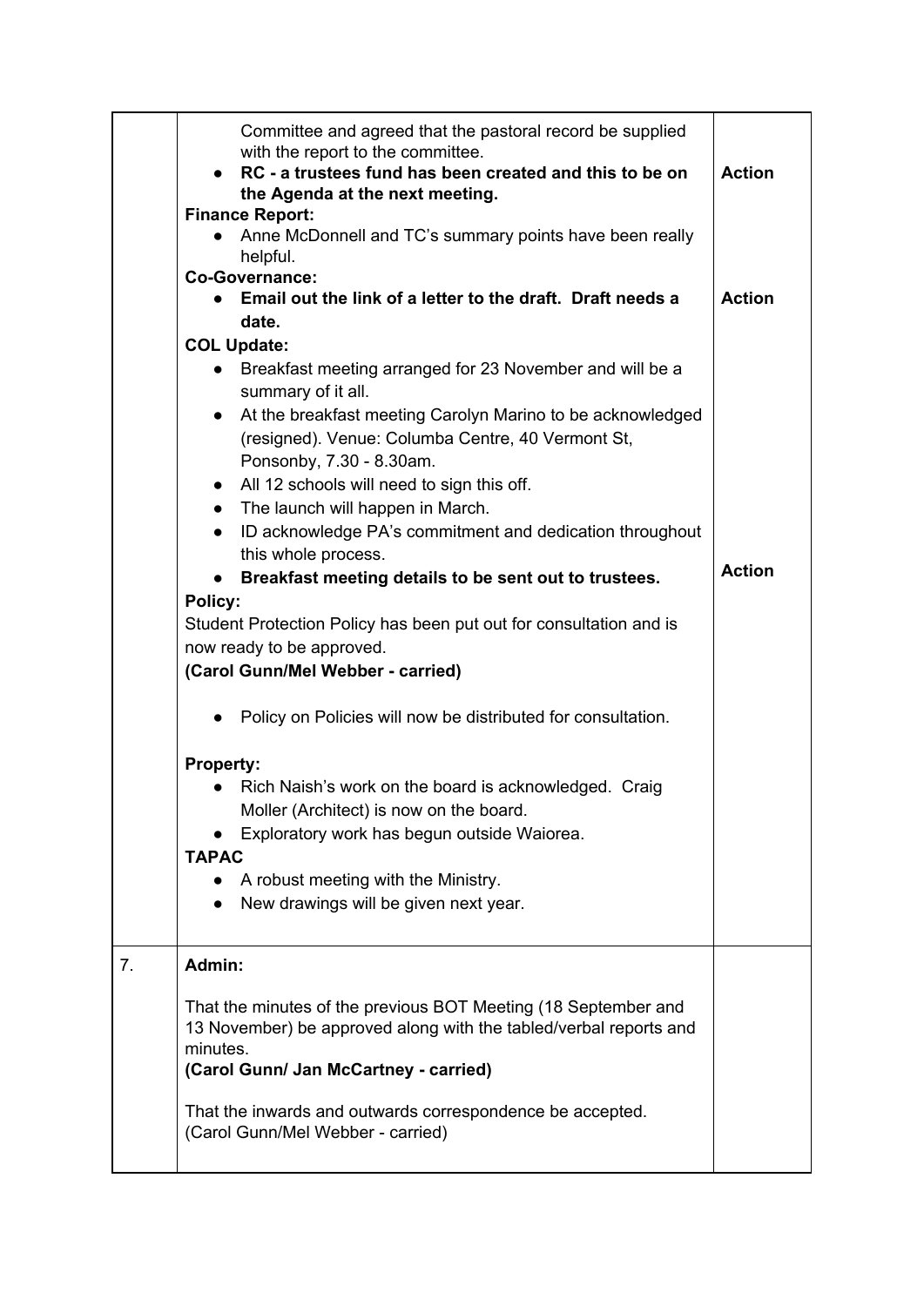| | | |
|---|---|---|
| | Committee and agreed that the pastoral record be supplied with the report to the committee.<br>• **RC - a trustees fund has been created and this to be on the Agenda at the next meeting.**<br>**Finance Report:**<br>• Anne McDonnell and TC's summary points have been really helpful.<br>**Co-Governance:**<br>• **Email out the link of a letter to the draft. Draft needs a date.**<br>**COL Update:**<br>• Breakfast meeting arranged for 23 November and will be a summary of it all.<br>• At the breakfast meeting Carolyn Marino to be acknowledged (resigned). Venue: Columba Centre, 40 Vermont St, Ponsonby, 7.30 - 8.30am.<br>• All 12 schools will need to sign this off.<br>• The launch will happen in March.<br>• ID acknowledge PA's commitment and dedication throughout this whole process.<br>• **Breakfast meeting details to be sent out to trustees.**<br>**Policy:**<br>Student Protection Policy has been put out for consultation and is now ready to be approved.<br>**(Carol Gunn/Mel Webber - carried)**<br>• Policy on Policies will now be distributed for consultation.<br>**Property:**<br>• Rich Naish's work on the board is acknowledged. Craig Moller (Architect) is now on the board.<br>• Exploratory work has begun outside Waiorea.<br>**TAPAC**<br>• A robust meeting with the Ministry.<br>• New drawings will be given next year. | **Action**<br><br>**Action**<br><br>**Action** |
| 7. | **Admin:**<br><br>That the minutes of the previous BOT Meeting (18 September and 13 November) be approved along with the tabled/verbal reports and minutes.<br>**(Carol Gunn/ Jan McCartney - carried)**<br><br>That the inwards and outwards correspondence be accepted.<br>(Carol Gunn/Mel Webber - carried) | |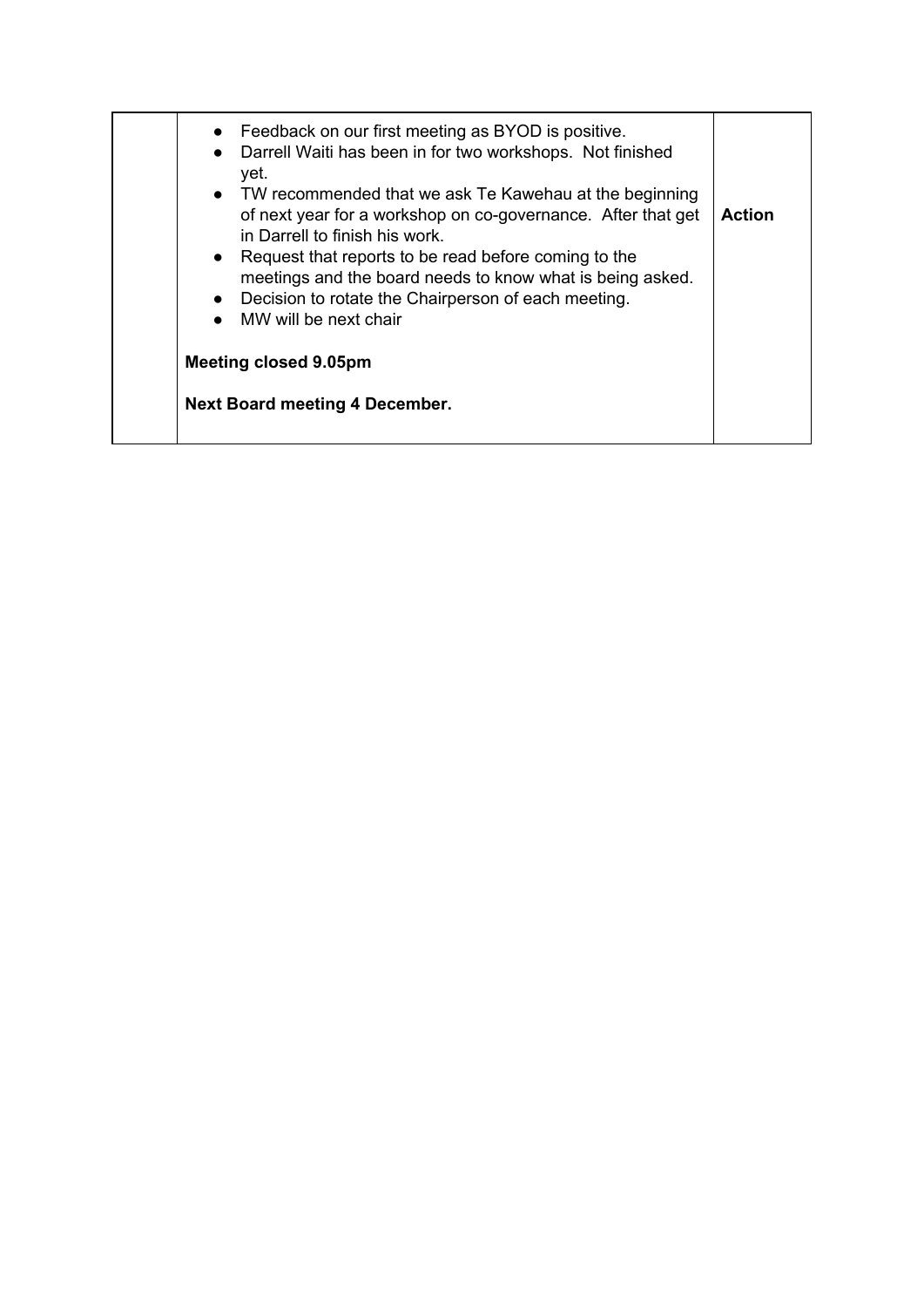| | | |
|---|---|---|
| | • Feedback on our first meeting as BYOD is positive.<br>• Darrell Waiti has been in for two workshops. Not finished yet.<br>• TW recommended that we ask Te Kawehau at the beginning of next year for a workshop on co-governance. After that get in Darrell to finish his work.<br>• Request that reports to be read before coming to the meetings and the board needs to know what is being asked.<br>• Decision to rotate the Chairperson of each meeting.<br>• MW will be next chair<br><br>**Meeting closed 9.05pm**<br><br>**Next Board meeting 4 December.** | **Action** |